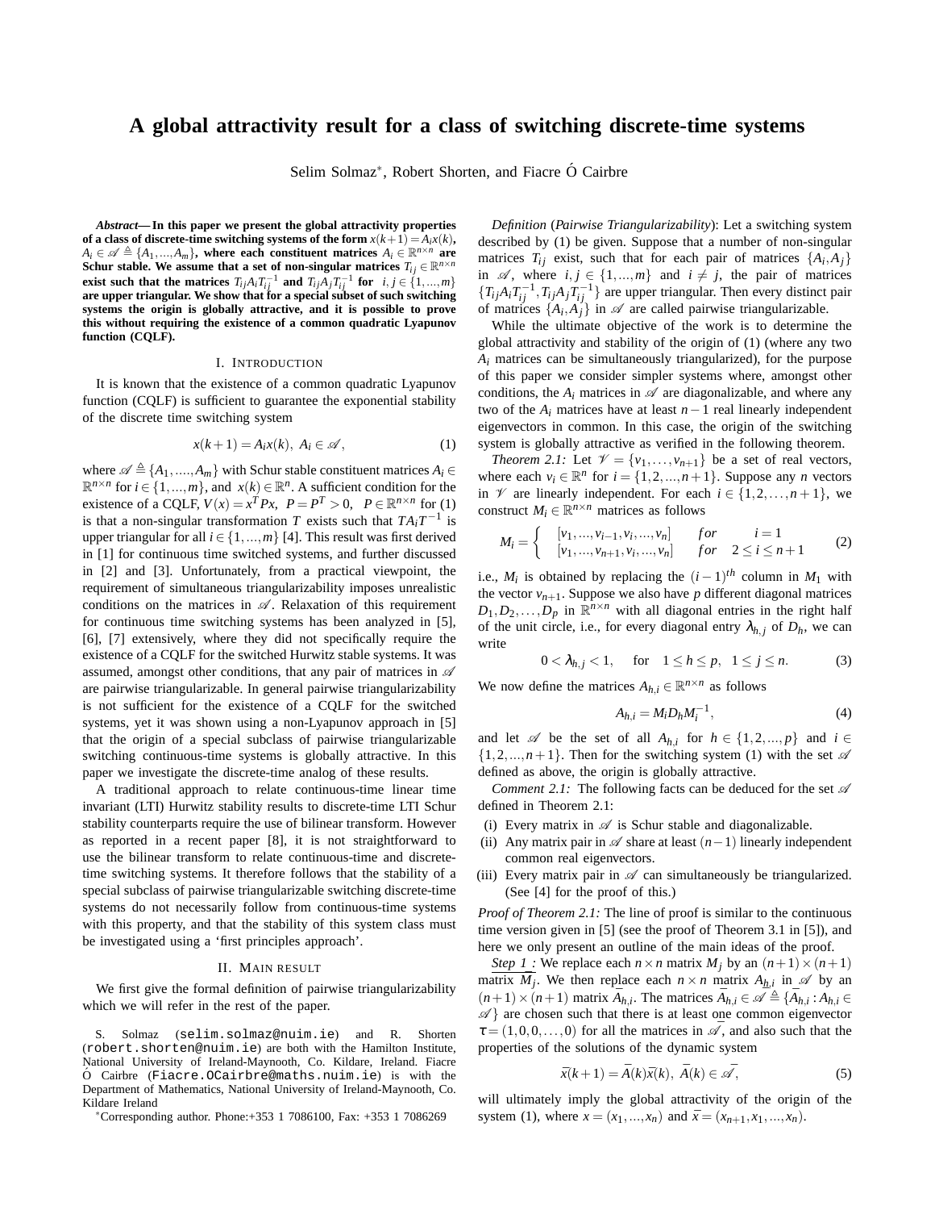# A global attractivity result for a class of switching discrete-time systems

Selim Solmaz*, Robert Shorten, and Fiacre Ó Cairbre

***Abstract*— In this paper we present the global attractivity properties of a class of discrete-time switching systems of the form $x(k+1) = A_i x(k)$, $A_i \in \mathscr{A} \triangleq \{A_1, ..., A_m\}$, where each constituent matrices $A_i \in \mathbb{R}^{n\times n}$ are Schur stable. We assume that a set of non-singular matrices $T_{ij} \in \mathbb{R}^{n\times n}$ exist such that the matrices $T_{ij}A_iT_{ij}^{-1}$ and $T_{ij}A_jT_{ij}^{-1}$ for $i, j \in \{1, ..., m\}$ are upper triangular. We show that for a special subset of such switching systems the origin is globally attractive, and it is possible to prove this without requiring the existence of a common quadratic Lyapunov function (CQLF).**

## I. Introduction

It is known that the existence of a common quadratic Lyapunov function (CQLF) is sufficient to guarantee the exponential stability of the discrete time switching system

$$x(k+1) = A_i x(k), \ A_i \in \mathscr{A}, \tag{1}$$

where $\mathscr{A} \triangleq \{A_1, ...., A_m\}$ with Schur stable constituent matrices $A_i \in \mathbb{R}^{n\times n}$ for $i \in \{1, ..., m\}$, and $x(k) \in \mathbb{R}^n$. A sufficient condition for the existence of a CQLF, $V(x) = x^T Px$, $P = P^T > 0$, $P \in \mathbb{R}^{n\times n}$ for (1) is that a non-singular transformation $T$ exists such that $TA_iT^{-1}$ is upper triangular for all $i \in \{1, ..., m\}$ [4]. This result was first derived in [1] for continuous time switched systems, and further discussed in [2] and [3]. Unfortunately, from a practical viewpoint, the requirement of simultaneous triangularizability imposes unrealistic conditions on the matrices in $\mathscr{A}$. Relaxation of this requirement for continuous time switching systems has been analyzed in [5], [6], [7] extensively, where they did not specifically require the existence of a CQLF for the switched Hurwitz stable systems. It was assumed, amongst other conditions, that any pair of matrices in $\mathscr{A}$ are pairwise triangularizable. In general pairwise triangularizability is not sufficient for the existence of a CQLF for the switched systems, yet it was shown using a non-Lyapunov approach in [5] that the origin of a special subclass of pairwise triangularizable switching continuous-time systems is globally attractive. In this paper we investigate the discrete-time analog of these results.

A traditional approach to relate continuous-time linear time invariant (LTI) Hurwitz stability results to discrete-time LTI Schur stability counterparts require the use of bilinear transform. However as reported in a recent paper [8], it is not straightforward to use the bilinear transform to relate continuous-time and discrete-time switching systems. It therefore follows that the stability of a special subclass of pairwise triangularizable switching discrete-time systems do not necessarily follow from continuous-time systems with this property, and that the stability of this system class must be investigated using a 'first principles approach'.

## II. Main result

We first give the formal definition of pairwise triangularizability which we will refer in the rest of the paper.

S. Solmaz (selim.solmaz@nuim.ie) and R. Shorten (robert.shorten@nuim.ie) are both with the Hamilton Institute, National University of Ireland-Maynooth, Co. Kildare, Ireland. Fiacre Ó Cairbre (Fiacre.OCairbre@maths.nuim.ie) is with the Department of Mathematics, National University of Ireland-Maynooth, Co. Kildare Ireland

*Corresponding author. Phone:+353 1 7086100, Fax: +353 1 7086269

*Definition* (*Pairwise Triangularizability*): Let a switching system described by (1) be given. Suppose that a number of non-singular matrices $T_{ij}$ exist, such that for each pair of matrices $\{A_i, A_j\}$ in $\mathscr{A}$, where $i, j \in \{1, ..., m\}$ and $i \neq j$, the pair of matrices $\{T_{ij}A_iT_{ij}^{-1}, T_{ij}A_jT_{ij}^{-1}\}$ are upper triangular. Then every distinct pair of matrices $\{A_i, A_j\}$ in $\mathscr{A}$ are called pairwise triangularizable.

While the ultimate objective of the work is to determine the global attractivity and stability of the origin of (1) (where any two $A_i$ matrices can be simultaneously triangularized), for the purpose of this paper we consider simpler systems where, amongst other conditions, the $A_i$ matrices in $\mathscr{A}$ are diagonalizable, and where any two of the $A_i$ matrices have at least $n-1$ real linearly independent eigenvectors in common. In this case, the origin of the switching system is globally attractive as verified in the following theorem.

*Theorem 2.1:* Let $\mathscr{V} = \{v_1, \ldots, v_{n+1}\}$ be a set of real vectors, where each $v_i \in \mathbb{R}^n$ for $i = \{1, 2, ..., n+1\}$. Suppose any $n$ vectors in $\mathscr{V}$ are linearly independent. For each $i \in \{1, 2, \ldots, n+1\}$, we construct $M_i \in \mathbb{R}^{n\times n}$ matrices as follows

$$M_i = \begin{cases} [v_1, ..., v_{i-1}, v_i, ..., v_n] & for \quad i = 1 \\ [v_1, ..., v_{n+1}, v_i, ..., v_n] & for \quad 2 \leq i \leq n+1 \end{cases} \tag{2}$$

i.e., $M_i$ is obtained by replacing the $(i-1)^{th}$ column in $M_1$ with the vector $v_{n+1}$. Suppose we also have $p$ different diagonal matrices $D_1, D_2, \ldots, D_p$ in $\mathbb{R}^{n\times n}$ with all diagonal entries in the right half of the unit circle, i.e., for every diagonal entry $\lambda_{h,j}$ of $D_h$, we can write

$$0 < \lambda_{h,j} < 1, \quad \text{for} \quad 1 \leq h \leq p, \ \ 1 \leq j \leq n. \tag{3}$$

We now define the matrices $A_{h,i} \in \mathbb{R}^{n\times n}$ as follows

$$A_{h,i} = M_i D_h M_i^{-1}, \tag{4}$$

and let $\mathscr{A}$ be the set of all $A_{h,i}$ for $h \in \{1, 2, ..., p\}$ and $i \in \{1, 2, ..., n+1\}$. Then for the switching system (1) with the set $\mathscr{A}$ defined as above, the origin is globally attractive.

*Comment 2.1:* The following facts can be deduced for the set $\mathscr{A}$ defined in Theorem 2.1:

(i) Every matrix in $\mathscr{A}$ is Schur stable and diagonalizable.
(ii) Any matrix pair in $\mathscr{A}$ share at least $(n-1)$ linearly independent common real eigenvectors.
(iii) Every matrix pair in $\mathscr{A}$ can simultaneously be triangularized. (See [4] for the proof of this.)

*Proof of Theorem 2.1:* The line of proof is similar to the continuous time version given in [5] (see the proof of Theorem 3.1 in [5]), and here we only present an outline of the main ideas of the proof.

*Step 1 :* We replace each $n\times n$ matrix $M_j$ by an $(n+1)\times(n+1)$ matrix $\bar{M}_j$. We then replace each $n\times n$ matrix $A_{h,i}$ in $\mathscr{A}$ by an $(n+1)\times(n+1)$ matrix $\bar{A}_{h,i}$. The matrices $\bar{A}_{h,i} \in \bar{\mathscr{A}} \triangleq \{\bar{A}_{h,i} : A_{h,i} \in \mathscr{A}\}$ are chosen such that there is at least one common eigenvector $\tau = (1, 0, 0, \ldots, 0)$ for all the matrices in $\bar{\mathscr{A}}$, and also such that the properties of the solutions of the dynamic system

$$\bar{x}(k+1) = \bar{A}(k)\bar{x}(k), \ \bar{A}(k) \in \bar{\mathscr{A}}, \tag{5}$$

will ultimately imply the global attractivity of the origin of the system (1), where $x = (x_1, ..., x_n)$ and $\bar{x} = (x_{n+1}, x_1, ..., x_n)$.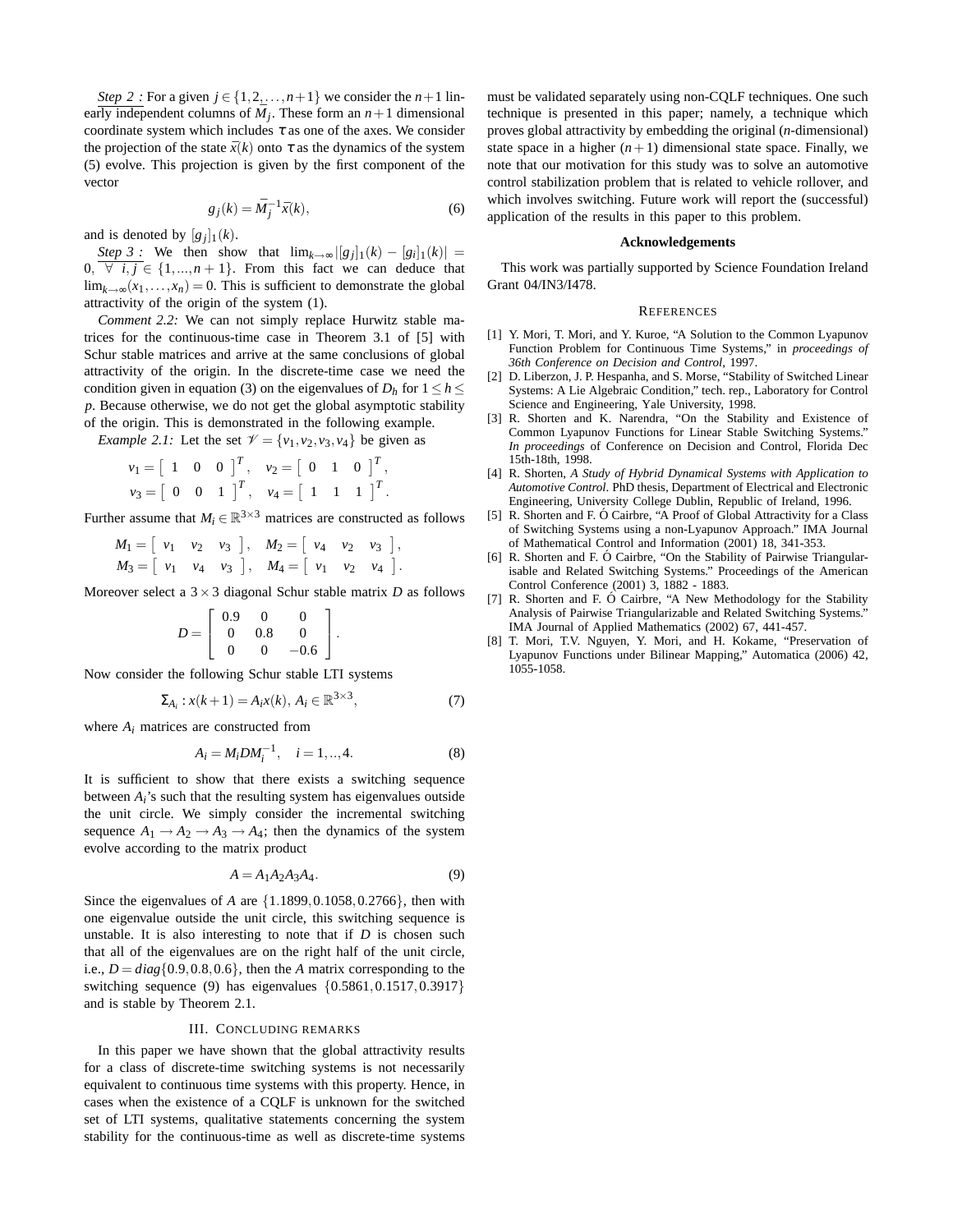*Step 2 :* For a given $j \in \{1, 2, \ldots, n+1\}$ we consider the $n+1$ linearly independent columns of $\bar{M}_j$. These form an $n+1$ dimensional coordinate system which includes $\tau$ as one of the axes. We consider the projection of the state $\bar{x}(k)$ onto $\tau$ as the dynamics of the system (5) evolve. This projection is given by the first component of the vector

$$g_j(k) = \bar{M}_j^{-1}\bar{x}(k), \tag{6}$$

and is denoted by $[g_j]_1(k)$.

*Step 3 :* We then show that $\lim_{k\to\infty} |[g_j]_1(k) - [g_i]_1(k)| = 0, \ \forall \ i, j \in \{1, ..., n+1\}$. From this fact we can deduce that $\lim_{k\to\infty}(x_1, \ldots, x_n) = 0$. This is sufficient to demonstrate the global attractivity of the origin of the system (1).

*Comment 2.2:* We can not simply replace Hurwitz stable matrices for the continuous-time case in Theorem 3.1 of [5] with Schur stable matrices and arrive at the same conclusions of global attractivity of the origin. In the discrete-time case we need the condition given in equation (3) on the eigenvalues of $D_h$ for $1 \le h \le p$. Because otherwise, we do not get the global asymptotic stability of the origin. This is demonstrated in the following example.

*Example 2.1:* Let the set $\mathscr{V} = \{v_1, v_2, v_3, v_4\}$ be given as

$$v_1 = \begin{bmatrix} 1 & 0 & 0 \end{bmatrix}^T, \quad v_2 = \begin{bmatrix} 0 & 1 & 0 \end{bmatrix}^T,$$
$$v_3 = \begin{bmatrix} 0 & 0 & 1 \end{bmatrix}^T, \quad v_4 = \begin{bmatrix} 1 & 1 & 1 \end{bmatrix}^T.$$

Further assume that $M_i \in \mathbb{R}^{3\times 3}$ matrices are constructed as follows

$$M_1 = \begin{bmatrix} v_1 & v_2 & v_3 \end{bmatrix}, \quad M_2 = \begin{bmatrix} v_4 & v_2 & v_3 \end{bmatrix},$$
$$M_3 = \begin{bmatrix} v_1 & v_4 & v_3 \end{bmatrix}, \quad M_4 = \begin{bmatrix} v_1 & v_2 & v_4 \end{bmatrix}.$$

Moreover select a $3 \times 3$ diagonal Schur stable matrix $D$ as follows

$$D = \begin{bmatrix} 0.9 & 0 & 0 \\ 0 & 0.8 & 0 \\ 0 & 0 & -0.6 \end{bmatrix}.$$

Now consider the following Schur stable LTI systems

$$\Sigma_{A_i} : x(k+1) = A_i x(k), \, A_i \in \mathbb{R}^{3\times 3}, \tag{7}$$

where $A_i$ matrices are constructed from

$$A_i = M_i D M_i^{-1}, \quad i = 1, .., 4. \tag{8}$$

It is sufficient to show that there exists a switching sequence between $A_i$'s such that the resulting system has eigenvalues outside the unit circle. We simply consider the incremental switching sequence $A_1 \to A_2 \to A_3 \to A_4$; then the dynamics of the system evolve according to the matrix product

$$A = A_1 A_2 A_3 A_4. \tag{9}$$

Since the eigenvalues of $A$ are $\{1.1899, 0.1058, 0.2766\}$, then with one eigenvalue outside the unit circle, this switching sequence is unstable. It is also interesting to note that if $D$ is chosen such that all of the eigenvalues are on the right half of the unit circle, i.e., $D = diag\{0.9, 0.8, 0.6\}$, then the $A$ matrix corresponding to the switching sequence (9) has eigenvalues $\{0.5861, 0.1517, 0.3917\}$ and is stable by Theorem 2.1.

## III. Concluding remarks

In this paper we have shown that the global attractivity results for a class of discrete-time switching systems is not necessarily equivalent to continuous time systems with this property. Hence, in cases when the existence of a CQLF is unknown for the switched set of LTI systems, qualitative statements concerning the system stability for the continuous-time as well as discrete-time systems must be validated separately using non-CQLF techniques. One such technique is presented in this paper; namely, a technique which proves global attractivity by embedding the original ($n$-dimensional) state space in a higher $(n+1)$ dimensional state space. Finally, we note that our motivation for this study was to solve an automotive control stabilization problem that is related to vehicle rollover, and which involves switching. Future work will report the (successful) application of the results in this paper to this problem.

## Acknowledgements

This work was partially supported by Science Foundation Ireland Grant 04/IN3/I478.

## References

[1] Y. Mori, T. Mori, and Y. Kuroe, "A Solution to the Common Lyapunov Function Problem for Continuous Time Systems," in *proceedings of 36th Conference on Decision and Control*, 1997.

[2] D. Liberzon, J. P. Hespanha, and S. Morse, "Stability of Switched Linear Systems: A Lie Algebraic Condition," tech. rep., Laboratory for Control Science and Engineering, Yale University, 1998.

[3] R. Shorten and K. Narendra, "On the Stability and Existence of Common Lyapunov Functions for Linear Stable Switching Systems." *In proceedings* of Conference on Decision and Control, Florida Dec 15th-18th, 1998.

[4] R. Shorten, *A Study of Hybrid Dynamical Systems with Application to Automotive Control*. PhD thesis, Department of Electrical and Electronic Engineering, University College Dublin, Republic of Ireland, 1996.

[5] R. Shorten and F. Ó Cairbre, "A Proof of Global Attractivity for a Class of Switching Systems using a non-Lyapunov Approach." IMA Journal of Mathematical Control and Information (2001) 18, 341-353.

[6] R. Shorten and F. Ó Cairbre, "On the Stability of Pairwise Triangularisable and Related Switching Systems." Proceedings of the American Control Conference (2001) 3, 1882 - 1883.

[7] R. Shorten and F. Ó Cairbre, "A New Methodology for the Stability Analysis of Pairwise Triangularizable and Related Switching Systems." IMA Journal of Applied Mathematics (2002) 67, 441-457.

[8] T. Mori, T.V. Nguyen, Y. Mori, and H. Kokame, "Preservation of Lyapunov Functions under Bilinear Mapping," Automatica (2006) 42, 1055-1058.